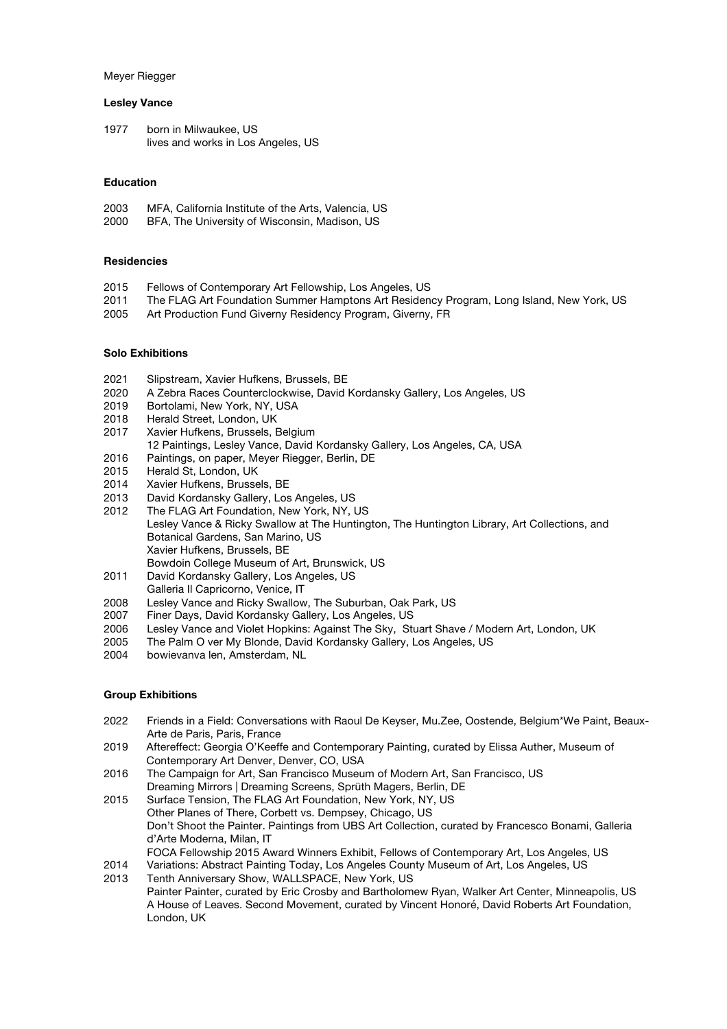Meyer Riegger

**Lesley Vance**

1977 born in Milwaukee, US
lives and works in Los Angeles, US

**Education**

2003 MFA, California Institute of the Arts, Valencia, US
2000 BFA, The University of Wisconsin, Madison, US

**Residencies**

2015 Fellows of Contemporary Art Fellowship, Los Angeles, US
2011 The FLAG Art Foundation Summer Hamptons Art Residency Program, Long Island, New York, US
2005 Art Production Fund Giverny Residency Program, Giverny, FR

**Solo Exhibitions**

2021 Slipstream, Xavier Hufkens, Brussels, BE
2020 A Zebra Races Counterclockwise, David Kordansky Gallery, Los Angeles, US
2019 Bortolami, New York, NY, USA
2018 Herald Street, London, UK
2017 Xavier Hufkens, Brussels, Belgium
12 Paintings, Lesley Vance, David Kordansky Gallery, Los Angeles, CA, USA
2016 Paintings, on paper, Meyer Riegger, Berlin, DE
2015 Herald St, London, UK
2014 Xavier Hufkens, Brussels, BE
2013 David Kordansky Gallery, Los Angeles, US
2012 The FLAG Art Foundation, New York, NY, US
Lesley Vance & Ricky Swallow at The Huntington, The Huntington Library, Art Collections, and Botanical Gardens, San Marino, US
Xavier Hufkens, Brussels, BE
Bowdoin College Museum of Art, Brunswick, US
2011 David Kordansky Gallery, Los Angeles, US
Galleria Il Capricorno, Venice, IT
2008 Lesley Vance and Ricky Swallow, The Suburban, Oak Park, US
2007 Finer Days, David Kordansky Gallery, Los Angeles, US
2006 Lesley Vance and Violet Hopkins: Against The Sky, Stuart Shave / Modern Art, London, UK
2005 The Palm O ver My Blonde, David Kordansky Gallery, Los Angeles, US
2004 bowievanva len, Amsterdam, NL

**Group Exhibitions**

2022 Friends in a Field: Conversations with Raoul De Keyser, Mu.Zee, Oostende, Belgium*We Paint, Beaux-Arte de Paris, Paris, France
2019 Aftereffect: Georgia O'Keeffe and Contemporary Painting, curated by Elissa Auther, Museum of Contemporary Art Denver, Denver, CO, USA
2016 The Campaign for Art, San Francisco Museum of Modern Art, San Francisco, US
Dreaming Mirrors | Dreaming Screens, Sprüth Magers, Berlin, DE
2015 Surface Tension, The FLAG Art Foundation, New York, NY, US
Other Planes of There, Corbett vs. Dempsey, Chicago, US
Don't Shoot the Painter. Paintings from UBS Art Collection, curated by Francesco Bonami, Galleria d'Arte Moderna, Milan, IT
FOCA Fellowship 2015 Award Winners Exhibit, Fellows of Contemporary Art, Los Angeles, US
2014 Variations: Abstract Painting Today, Los Angeles County Museum of Art, Los Angeles, US
2013 Tenth Anniversary Show, WALLSPACE, New York, US
Painter Painter, curated by Eric Crosby and Bartholomew Ryan, Walker Art Center, Minneapolis, US
A House of Leaves. Second Movement, curated by Vincent Honoré, David Roberts Art Foundation, London, UK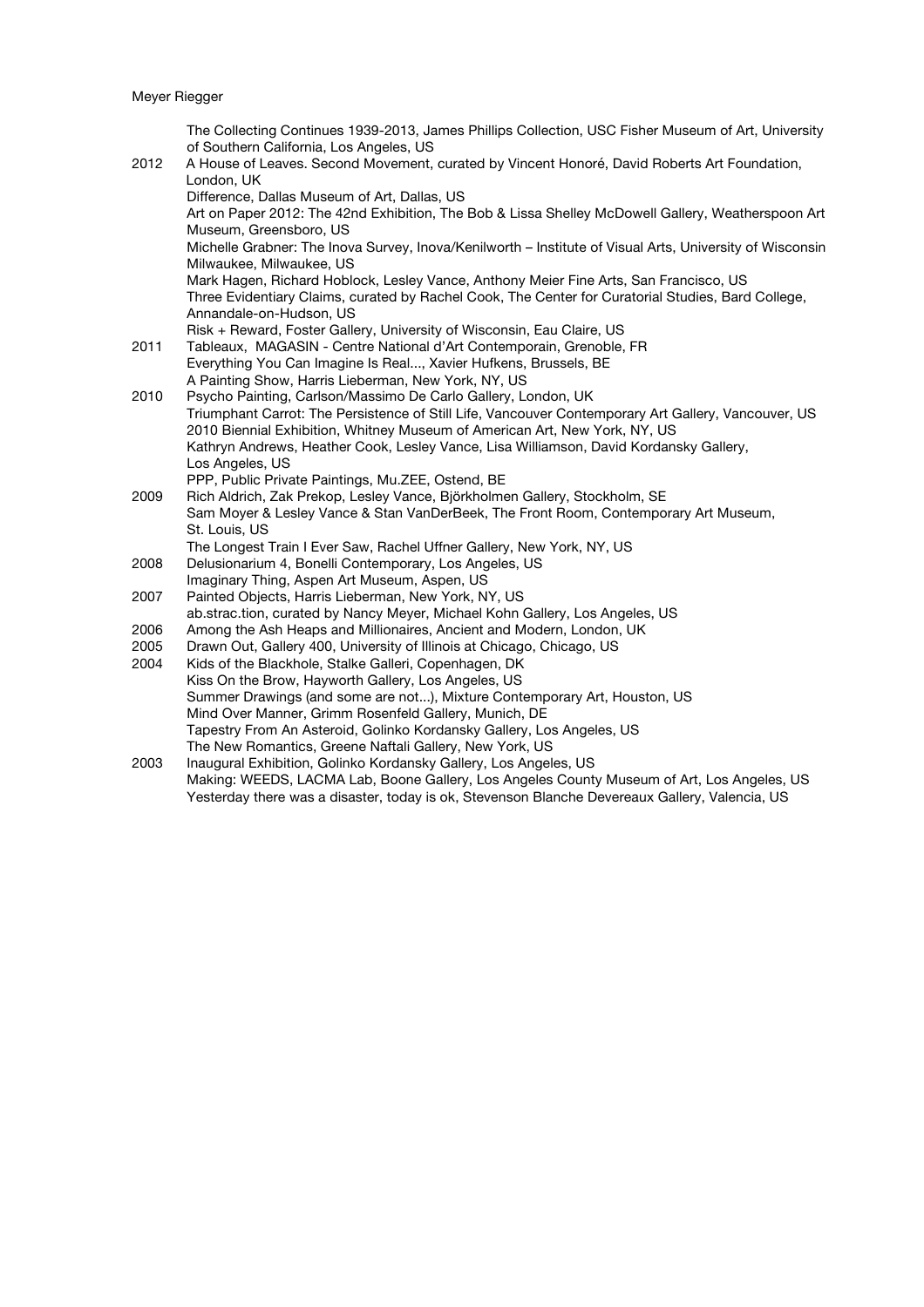The Collecting Continues 1939-2013, James Phillips Collection, USC Fisher Museum of Art, University of Southern California, Los Angeles, US

2012 A House of Leaves. Second Movement, curated by Vincent Honoré, David Roberts Art Foundation, London, UK
Difference, Dallas Museum of Art, Dallas, US
Art on Paper 2012: The 42nd Exhibition, The Bob & Lissa Shelley McDowell Gallery, Weatherspoon Art Museum, Greensboro, US
Michelle Grabner: The Inova Survey, Inova/Kenilworth – Institute of Visual Arts, University of Wisconsin Milwaukee, Milwaukee, US
Mark Hagen, Richard Hoblock, Lesley Vance, Anthony Meier Fine Arts, San Francisco, US
Three Evidentiary Claims, curated by Rachel Cook, The Center for Curatorial Studies, Bard College, Annandale-on-Hudson, US
Risk + Reward, Foster Gallery, University of Wisconsin, Eau Claire, US

2011 Tableaux, MAGASIN - Centre National d'Art Contemporain, Grenoble, FR
Everything You Can Imagine Is Real..., Xavier Hufkens, Brussels, BE
A Painting Show, Harris Lieberman, New York, NY, US

2010 Psycho Painting, Carlson/Massimo De Carlo Gallery, London, UK
Triumphant Carrot: The Persistence of Still Life, Vancouver Contemporary Art Gallery, Vancouver, US
2010 Biennial Exhibition, Whitney Museum of American Art, New York, NY, US
Kathryn Andrews, Heather Cook, Lesley Vance, Lisa Williamson, David Kordansky Gallery, Los Angeles, US
PPP, Public Private Paintings, Mu.ZEE, Ostend, BE

2009 Rich Aldrich, Zak Prekop, Lesley Vance, Björkholmen Gallery, Stockholm, SE
Sam Moyer & Lesley Vance & Stan VanDerBeek, The Front Room, Contemporary Art Museum, St. Louis, US
The Longest Train I Ever Saw, Rachel Uffner Gallery, New York, NY, US

2008 Delusionarium 4, Bonelli Contemporary, Los Angeles, US
Imaginary Thing, Aspen Art Museum, Aspen, US

2007 Painted Objects, Harris Lieberman, New York, NY, US
ab.strac.tion, curated by Nancy Meyer, Michael Kohn Gallery, Los Angeles, US

2006 Among the Ash Heaps and Millionaires, Ancient and Modern, London, UK

2005 Drawn Out, Gallery 400, University of Illinois at Chicago, Chicago, US

2004 Kids of the Blackhole, Stalke Galleri, Copenhagen, DK
Kiss On the Brow, Hayworth Gallery, Los Angeles, US
Summer Drawings (and some are not...), Mixture Contemporary Art, Houston, US
Mind Over Manner, Grimm Rosenfeld Gallery, Munich, DE
Tapestry From An Asteroid, Golinko Kordansky Gallery, Los Angeles, US
The New Romantics, Greene Naftali Gallery, New York, US

2003 Inaugural Exhibition, Golinko Kordansky Gallery, Los Angeles, US
Making: WEEDS, LACMA Lab, Boone Gallery, Los Angeles County Museum of Art, Los Angeles, US
Yesterday there was a disaster, today is ok, Stevenson Blanche Devereaux Gallery, Valencia, US